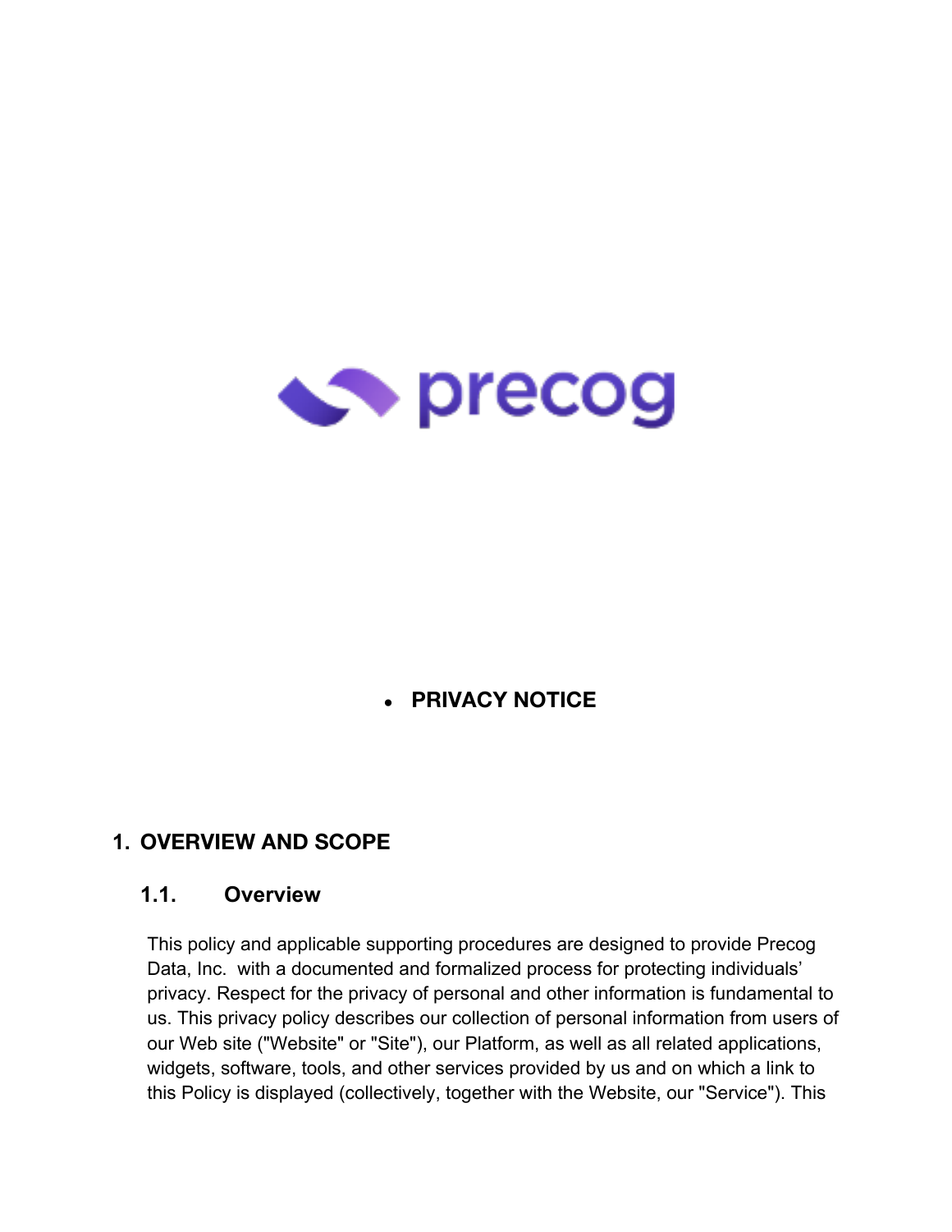- **PRIVACY NOTICE**

# 1. OVERVIEW AND SCOPE

## 1.1. Overview

This policy and applicable supporting procedures are designed to provide Precog Data, Inc. with a documented and formalized process for protecting individuals' privacy. Respect for the privacy of personal and other information is fundamental to us. This privacy policy describes our collection of personal information from users of our Web site ("Website" or "Site"), our Platform, as well as all related applications, widgets, software, tools, and other services provided by us and on which a link to this Policy is displayed (collectively, together with the Website, our "Service"). This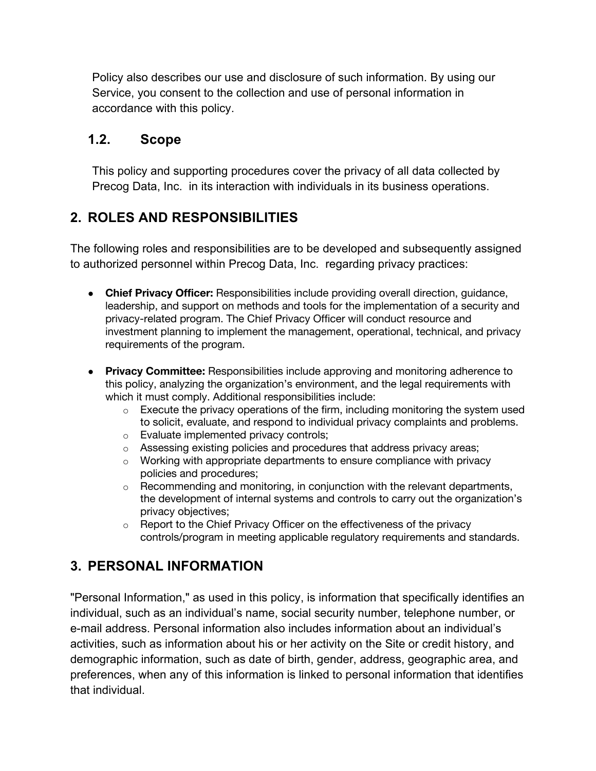Policy also describes our use and disclosure of such information. By using our Service, you consent to the collection and use of personal information in accordance with this policy.

### 1.2. Scope

This policy and supporting procedures cover the privacy of all data collected by Precog Data, Inc. in its interaction with individuals in its business operations.

## 2. ROLES AND RESPONSIBILITIES

The following roles and responsibilities are to be developed and subsequently assigned to authorized personnel within Precog Data, Inc. regarding privacy practices:

- **Chief Privacy Officer:** Responsibilities include providing overall direction, guidance, leadership, and support on methods and tools for the implementation of a security and privacy-related program. The Chief Privacy Officer will conduct resource and investment planning to implement the management, operational, technical, and privacy requirements of the program.

- **Privacy Committee:** Responsibilities include approving and monitoring adherence to this policy, analyzing the organization's environment, and the legal requirements with which it must comply. Additional responsibilities include:
  - Execute the privacy operations of the firm, including monitoring the system used to solicit, evaluate, and respond to individual privacy complaints and problems.
  - Evaluate implemented privacy controls;
  - Assessing existing policies and procedures that address privacy areas;
  - Working with appropriate departments to ensure compliance with privacy policies and procedures;
  - Recommending and monitoring, in conjunction with the relevant departments, the development of internal systems and controls to carry out the organization's privacy objectives;
  - Report to the Chief Privacy Officer on the effectiveness of the privacy controls/program in meeting applicable regulatory requirements and standards.

## 3. PERSONAL INFORMATION

"Personal Information," as used in this policy, is information that specifically identifies an individual, such as an individual's name, social security number, telephone number, or e-mail address. Personal information also includes information about an individual's activities, such as information about his or her activity on the Site or credit history, and demographic information, such as date of birth, gender, address, geographic area, and preferences, when any of this information is linked to personal information that identifies that individual.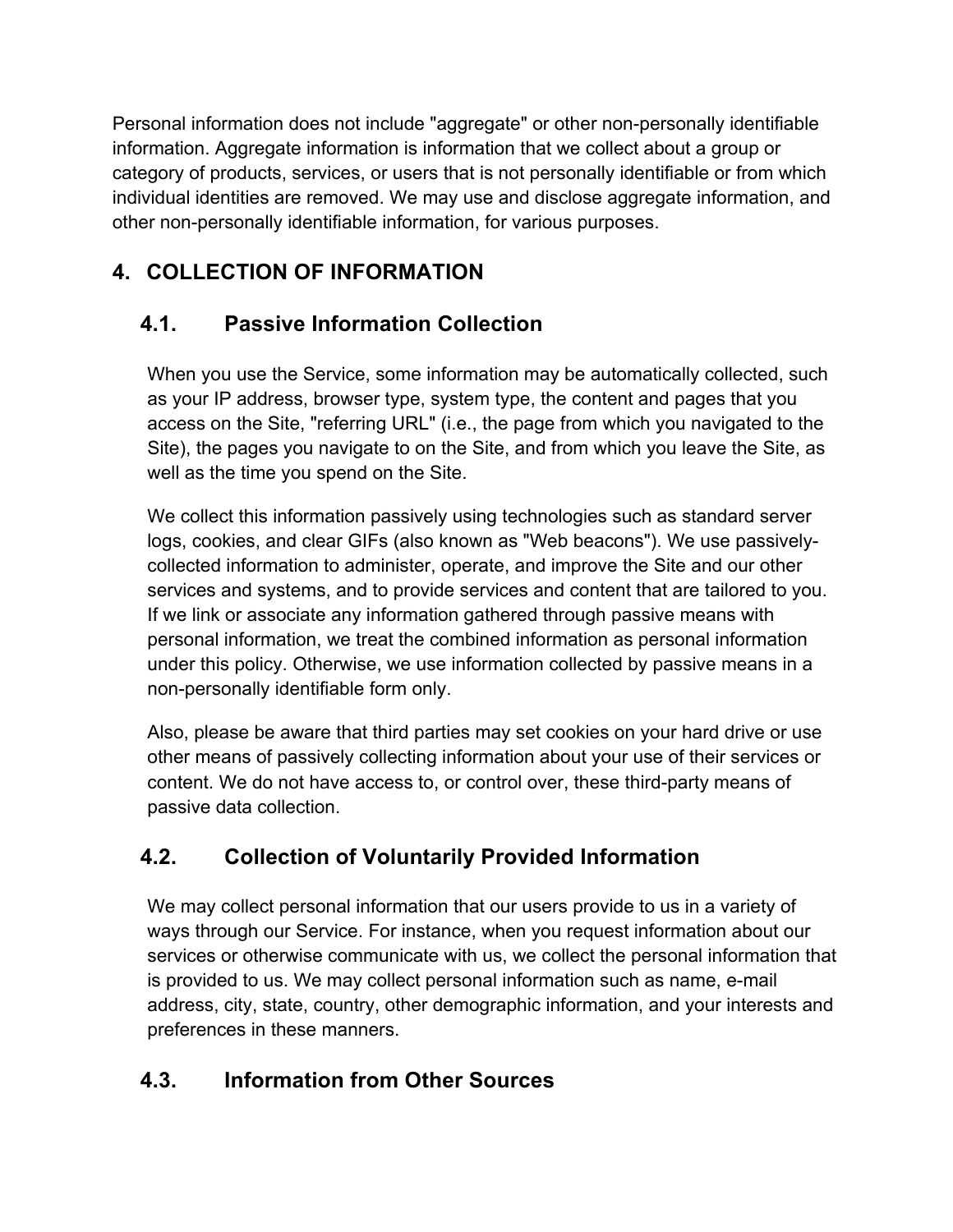Personal information does not include "aggregate" or other non-personally identifiable information. Aggregate information is information that we collect about a group or category of products, services, or users that is not personally identifiable or from which individual identities are removed. We may use and disclose aggregate information, and other non-personally identifiable information, for various purposes.

## 4. COLLECTION OF INFORMATION

### 4.1. Passive Information Collection

When you use the Service, some information may be automatically collected, such as your IP address, browser type, system type, the content and pages that you access on the Site, "referring URL" (i.e., the page from which you navigated to the Site), the pages you navigate to on the Site, and from which you leave the Site, as well as the time you spend on the Site.

We collect this information passively using technologies such as standard server logs, cookies, and clear GIFs (also known as "Web beacons"). We use passively-collected information to administer, operate, and improve the Site and our other services and systems, and to provide services and content that are tailored to you. If we link or associate any information gathered through passive means with personal information, we treat the combined information as personal information under this policy. Otherwise, we use information collected by passive means in a non-personally identifiable form only.

Also, please be aware that third parties may set cookies on your hard drive or use other means of passively collecting information about your use of their services or content. We do not have access to, or control over, these third-party means of passive data collection.

### 4.2. Collection of Voluntarily Provided Information

We may collect personal information that our users provide to us in a variety of ways through our Service. For instance, when you request information about our services or otherwise communicate with us, we collect the personal information that is provided to us. We may collect personal information such as name, e-mail address, city, state, country, other demographic information, and your interests and preferences in these manners.

### 4.3. Information from Other Sources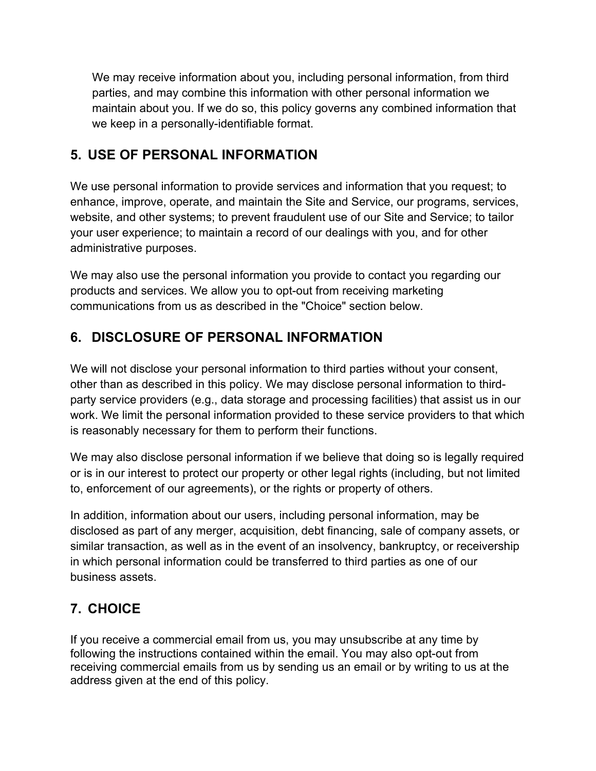We may receive information about you, including personal information, from third parties, and may combine this information with other personal information we maintain about you. If we do so, this policy governs any combined information that we keep in a personally-identifiable format.

## 5. USE OF PERSONAL INFORMATION

We use personal information to provide services and information that you request; to enhance, improve, operate, and maintain the Site and Service, our programs, services, website, and other systems; to prevent fraudulent use of our Site and Service; to tailor your user experience; to maintain a record of our dealings with you, and for other administrative purposes.

We may also use the personal information you provide to contact you regarding our products and services. We allow you to opt-out from receiving marketing communications from us as described in the "Choice" section below.

## 6. DISCLOSURE OF PERSONAL INFORMATION

We will not disclose your personal information to third parties without your consent, other than as described in this policy. We may disclose personal information to third-party service providers (e.g., data storage and processing facilities) that assist us in our work. We limit the personal information provided to these service providers to that which is reasonably necessary for them to perform their functions.

We may also disclose personal information if we believe that doing so is legally required or is in our interest to protect our property or other legal rights (including, but not limited to, enforcement of our agreements), or the rights or property of others.

In addition, information about our users, including personal information, may be disclosed as part of any merger, acquisition, debt financing, sale of company assets, or similar transaction, as well as in the event of an insolvency, bankruptcy, or receivership in which personal information could be transferred to third parties as one of our business assets.

## 7. CHOICE

If you receive a commercial email from us, you may unsubscribe at any time by following the instructions contained within the email. You may also opt-out from receiving commercial emails from us by sending us an email or by writing to us at the address given at the end of this policy.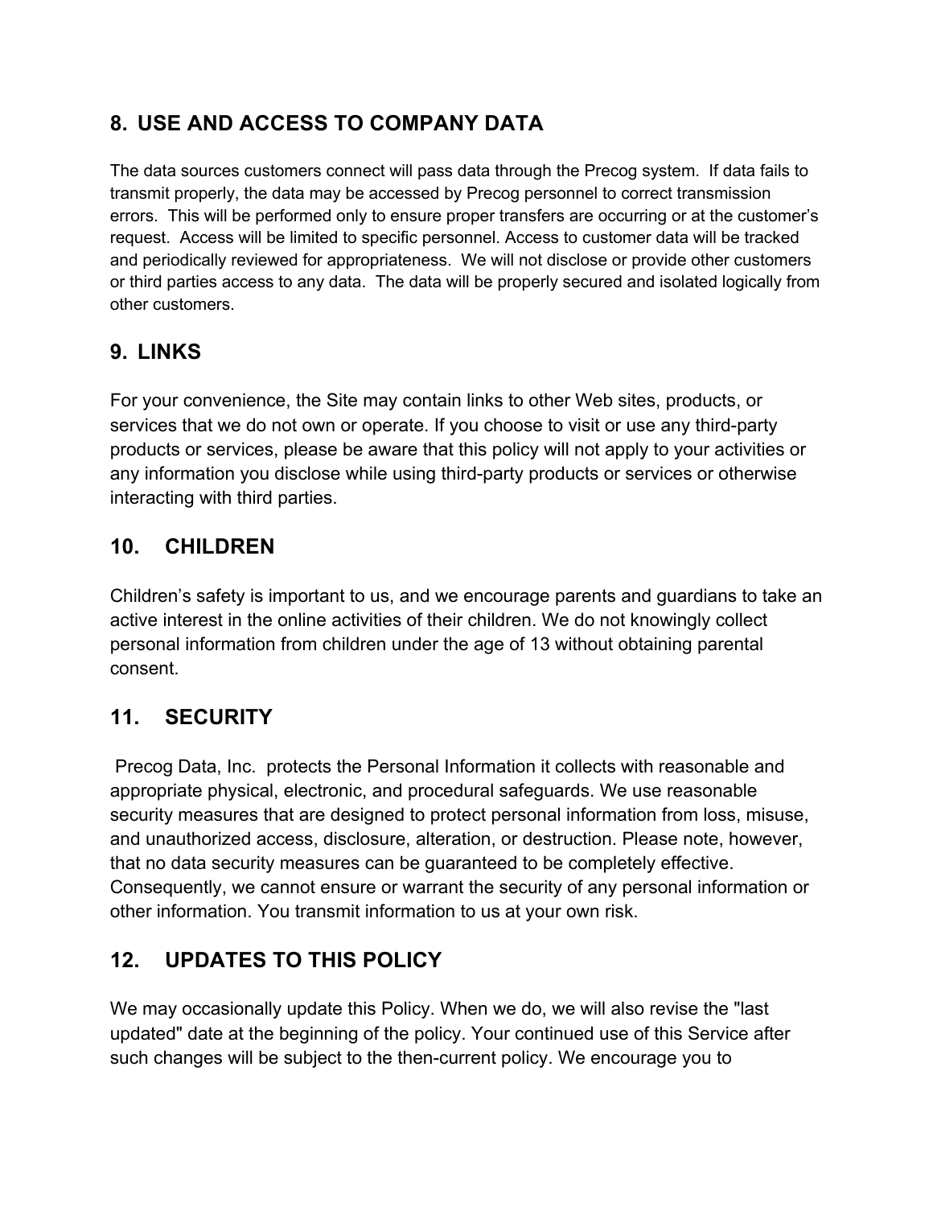## 8. USE AND ACCESS TO COMPANY DATA

The data sources customers connect will pass data through the Precog system. If data fails to transmit properly, the data may be accessed by Precog personnel to correct transmission errors. This will be performed only to ensure proper transfers are occurring or at the customer's request. Access will be limited to specific personnel. Access to customer data will be tracked and periodically reviewed for appropriateness. We will not disclose or provide other customers or third parties access to any data. The data will be properly secured and isolated logically from other customers.

## 9. LINKS

For your convenience, the Site may contain links to other Web sites, products, or services that we do not own or operate. If you choose to visit or use any third-party products or services, please be aware that this policy will not apply to your activities or any information you disclose while using third-party products or services or otherwise interacting with third parties.

## 10. CHILDREN

Children's safety is important to us, and we encourage parents and guardians to take an active interest in the online activities of their children. We do not knowingly collect personal information from children under the age of 13 without obtaining parental consent.

## 11. SECURITY

Precog Data, Inc. protects the Personal Information it collects with reasonable and appropriate physical, electronic, and procedural safeguards. We use reasonable security measures that are designed to protect personal information from loss, misuse, and unauthorized access, disclosure, alteration, or destruction. Please note, however, that no data security measures can be guaranteed to be completely effective. Consequently, we cannot ensure or warrant the security of any personal information or other information. You transmit information to us at your own risk.

## 12. UPDATES TO THIS POLICY

We may occasionally update this Policy. When we do, we will also revise the "last updated" date at the beginning of the policy. Your continued use of this Service after such changes will be subject to the then-current policy. We encourage you to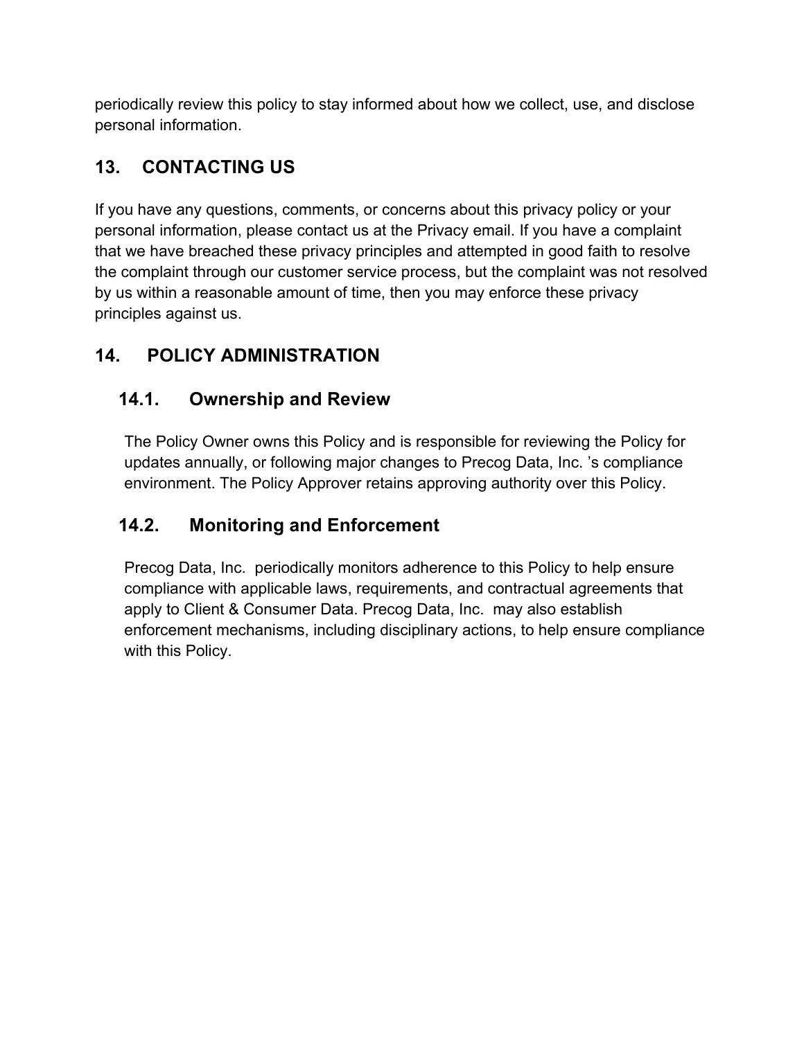periodically review this policy to stay informed about how we collect, use, and disclose personal information.

## 13. CONTACTING US

If you have any questions, comments, or concerns about this privacy policy or your personal information, please contact us at the Privacy email. If you have a complaint that we have breached these privacy principles and attempted in good faith to resolve the complaint through our customer service process, but the complaint was not resolved by us within a reasonable amount of time, then you may enforce these privacy principles against us.

## 14. POLICY ADMINISTRATION

### 14.1. Ownership and Review

The Policy Owner owns this Policy and is responsible for reviewing the Policy for updates annually, or following major changes to Precog Data, Inc. 's compliance environment. The Policy Approver retains approving authority over this Policy.

### 14.2. Monitoring and Enforcement

Precog Data, Inc. periodically monitors adherence to this Policy to help ensure compliance with applicable laws, requirements, and contractual agreements that apply to Client & Consumer Data. Precog Data, Inc. may also establish enforcement mechanisms, including disciplinary actions, to help ensure compliance with this Policy.